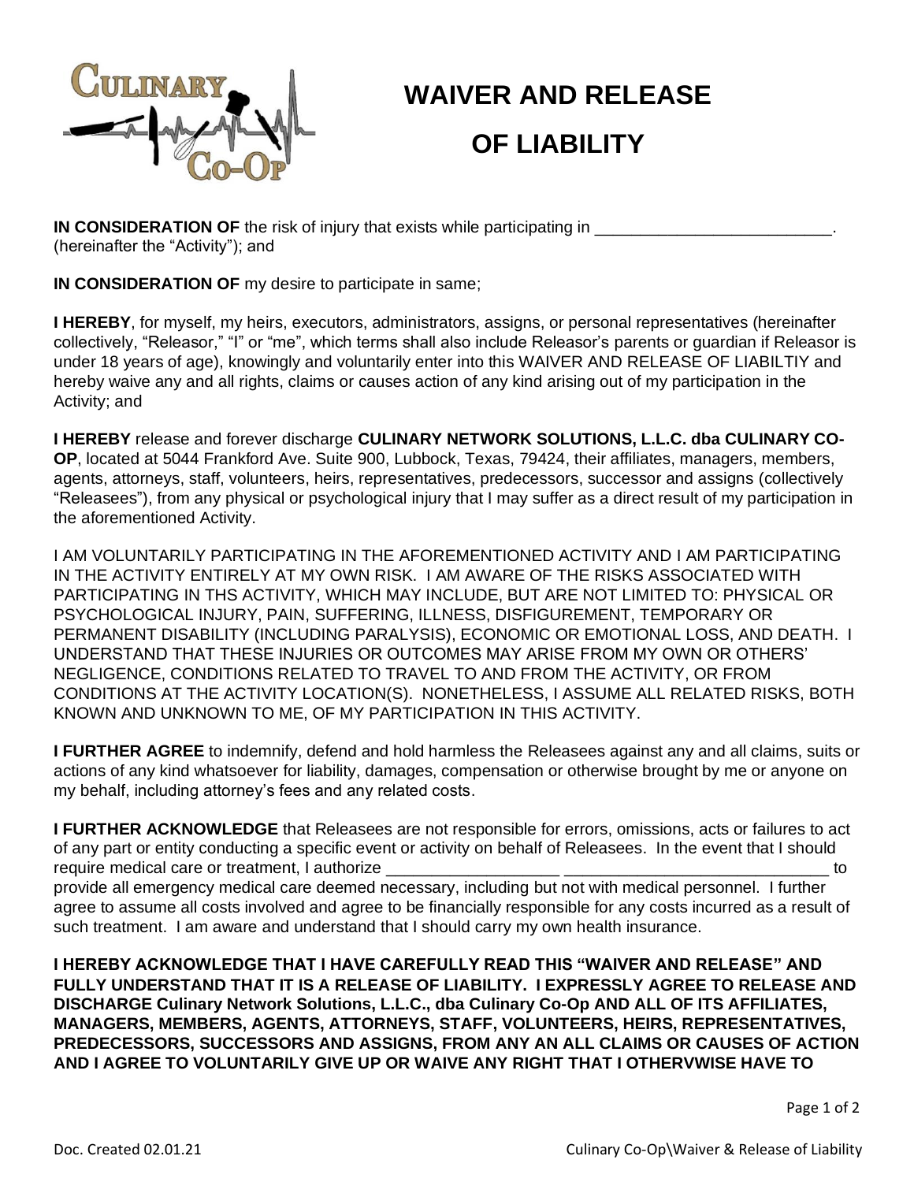# WAIVER AND RELEASE OF LIABILITY

**IN CONSIDERATION OF** the risk of injury that exists while participating in \_\_\_\_\_\_\_\_\_\_\_\_\_\_\_\_\_\_\_\_\_\_\_\_\_\_. (hereinafter the "Activity"); and

**IN CONSIDERATION OF** my desire to participate in same;

**I HEREBY**, for myself, my heirs, executors, administrators, assigns, or personal representatives (hereinafter collectively, "Releasor," "I" or "me", which terms shall also include Releasor's parents or guardian if Releasor is under 18 years of age), knowingly and voluntarily enter into this WAIVER AND RELEASE OF LIABILTIY and hereby waive any and all rights, claims or causes action of any kind arising out of my participation in the Activity; and

**I HEREBY** release and forever discharge **CULINARY NETWORK SOLUTIONS, L.L.C. dba CULINARY CO-OP**, located at 5044 Frankford Ave. Suite 900, Lubbock, Texas, 79424, their affiliates, managers, members, agents, attorneys, staff, volunteers, heirs, representatives, predecessors, successor and assigns (collectively "Releasees"), from any physical or psychological injury that I may suffer as a direct result of my participation in the aforementioned Activity.

I AM VOLUNTARILY PARTICIPATING IN THE AFOREMENTIONED ACTIVITY AND I AM PARTICIPATING IN THE ACTIVITY ENTIRELY AT MY OWN RISK. I AM AWARE OF THE RISKS ASSOCIATED WITH PARTICIPATING IN THS ACTIVITY, WHICH MAY INCLUDE, BUT ARE NOT LIMITED TO: PHYSICAL OR PSYCHOLOGICAL INJURY, PAIN, SUFFERING, ILLNESS, DISFIGUREMENT, TEMPORARY OR PERMANENT DISABILITY (INCLUDING PARALYSIS), ECONOMIC OR EMOTIONAL LOSS, AND DEATH. I UNDERSTAND THAT THESE INJURIES OR OUTCOMES MAY ARISE FROM MY OWN OR OTHERS' NEGLIGENCE, CONDITIONS RELATED TO TRAVEL TO AND FROM THE ACTIVITY, OR FROM CONDITIONS AT THE ACTIVITY LOCATION(S). NONETHELESS, I ASSUME ALL RELATED RISKS, BOTH KNOWN AND UNKNOWN TO ME, OF MY PARTICIPATION IN THIS ACTIVITY.

**I FURTHER AGREE** to indemnify, defend and hold harmless the Releasees against any and all claims, suits or actions of any kind whatsoever for liability, damages, compensation or otherwise brought by me or anyone on my behalf, including attorney's fees and any related costs.

**I FURTHER ACKNOWLEDGE** that Releasees are not responsible for errors, omissions, acts or failures to act of any part or entity conducting a specific event or activity on behalf of Releasees. In the event that I should require medical care or treatment, I authorize \_\_\_\_\_\_\_\_\_\_\_\_\_\_\_\_\_\_\_ \_\_\_\_\_\_\_\_\_\_\_\_\_\_\_\_\_\_\_\_\_\_\_\_\_\_\_\_\_\_ to provide all emergency medical care deemed necessary, including but not with medical personnel. I further agree to assume all costs involved and agree to be financially responsible for any costs incurred as a result of such treatment. I am aware and understand that I should carry my own health insurance.

**I HEREBY ACKNOWLEDGE THAT I HAVE CAREFULLY READ THIS "WAIVER AND RELEASE" AND FULLY UNDERSTAND THAT IT IS A RELEASE OF LIABILITY. I EXPRESSLY AGREE TO RELEASE AND DISCHARGE Culinary Network Solutions, L.L.C., dba Culinary Co-Op AND ALL OF ITS AFFILIATES, MANAGERS, MEMBERS, AGENTS, ATTORNEYS, STAFF, VOLUNTEERS, HEIRS, REPRESENTATIVES, PREDECESSORS, SUCCESSORS AND ASSIGNS, FROM ANY AN ALL CLAIMS OR CAUSES OF ACTION AND I AGREE TO VOLUNTARILY GIVE UP OR WAIVE ANY RIGHT THAT I OTHERVWISE HAVE TO**

Doc. Created 02.01.21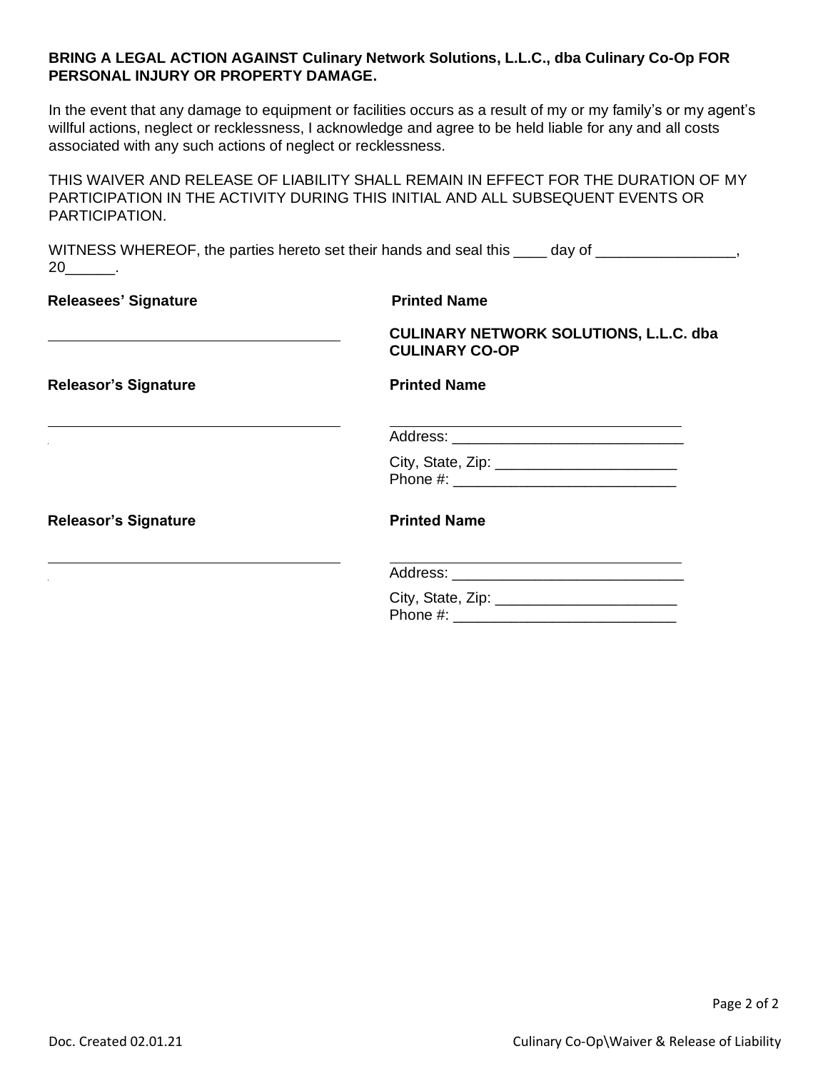**BRING A LEGAL ACTION AGAINST Culinary Network Solutions, L.L.C., dba Culinary Co-Op FOR PERSONAL INJURY OR PROPERTY DAMAGE.**

In the event that any damage to equipment or facilities occurs as a result of my or my family's or my agent's willful actions, neglect or recklessness, I acknowledge and agree to be held liable for any and all costs associated with any such actions of neglect or recklessness.

THIS WAIVER AND RELEASE OF LIABILITY SHALL REMAIN IN EFFECT FOR THE DURATION OF MY PARTICIPATION IN THE ACTIVITY DURING THIS INITIAL AND ALL SUBSEQUENT EVENTS OR PARTICIPATION.

WITNESS WHEREOF, the parties hereto set their hands and seal this ____ day of _________________, 20______.

**Releasees' Signature**

___________________________________

**Printed Name**

**CULINARY NETWORK SOLUTIONS, L.L.C. dba CULINARY CO-OP**

**Releasor's Signature**

___________________________________

**Printed Name**

___________________________________

Address: ____________________________

City, State, Zip: ______________________

Phone #: ___________________________

**Releasor's Signature**

___________________________________

**Printed Name**

___________________________________

Address: ____________________________

City, State, Zip: ______________________

Phone #: ___________________________

Doc. Created 02.01.21